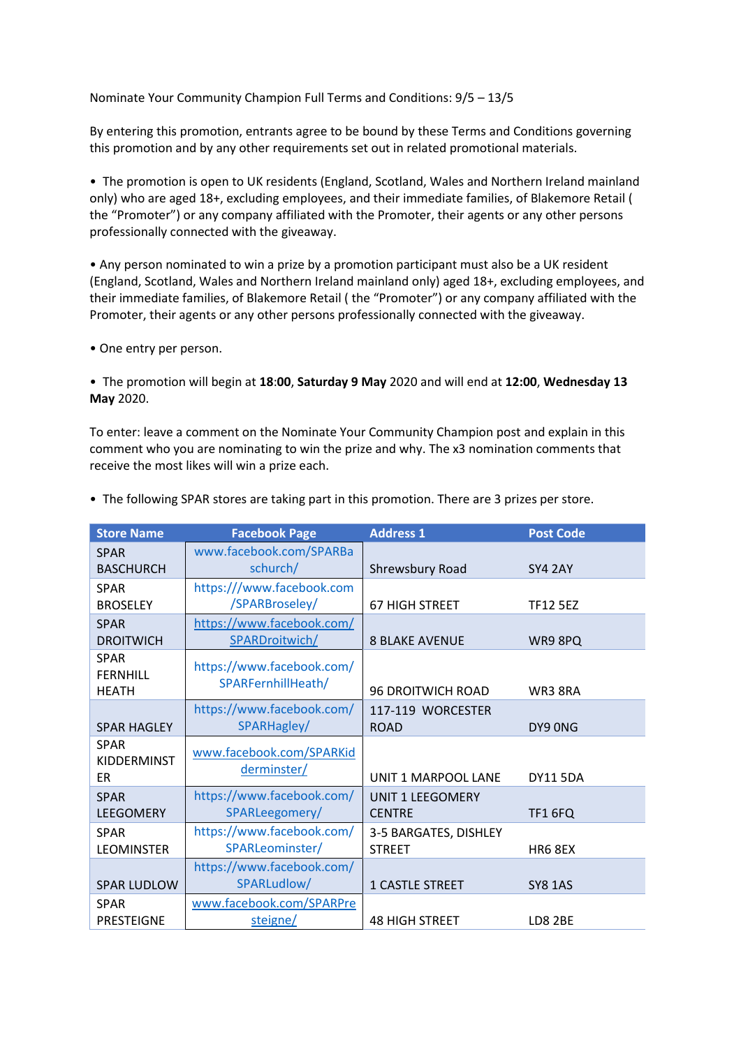Nominate Your Community Champion Full Terms and Conditions: 9/5 – 13/5

By entering this promotion, entrants agree to be bound by these Terms and Conditions governing this promotion and by any other requirements set out in related promotional materials.

- The promotion is open to UK residents (England, Scotland, Wales and Northern Ireland mainland only) who are aged 18+, excluding employees, and their immediate families, of Blakemore Retail ( the "Promoter") or any company affiliated with the Promoter, their agents or any other persons professionally connected with the giveaway.

- Any person nominated to win a prize by a promotion participant must also be a UK resident (England, Scotland, Wales and Northern Ireland mainland only) aged 18+, excluding employees, and their immediate families, of Blakemore Retail ( the "Promoter") or any company affiliated with the Promoter, their agents or any other persons professionally connected with the giveaway.

- One entry per person.

- The promotion will begin at **18**:**00**, **Saturday 9 May** 2020 and will end at **12:00**, **Wednesday 13 May** 2020.

To enter: leave a comment on the Nominate Your Community Champion post and explain in this comment who you are nominating to win the prize and why. The x3 nomination comments that receive the most likes will win a prize each.

- The following SPAR stores are taking part in this promotion. There are 3 prizes per store.

| Store Name | Facebook Page | Address 1 | Post Code |
|---|---|---|---|
| SPAR BASCHURCH | www.facebook.com/SPARBaschurch/ | Shrewsbury Road | SY4 2AY |
| SPAR BROSELEY | https:///www.facebook.com/SPARBroseley/ | 67 HIGH STREET | TF12 5EZ |
| SPAR DROITWICH | https://www.facebook.com/SPARDroitwich/ | 8 BLAKE AVENUE | WR9 8PQ |
| SPAR FERNHILL HEATH | https://www.facebook.com/SPARFernhillHeath/ | 96 DROITWICH ROAD | WR3 8RA |
| SPAR HAGLEY | https://www.facebook.com/SPARHagley/ | 117-119 WORCESTER ROAD | DY9 0NG |
| SPAR KIDDERMINSTER | www.facebook.com/SPARKidderminster/ | UNIT 1 MARPOOL LANE | DY11 5DA |
| SPAR LEEGOMERY | https://www.facebook.com/SPARLeegomery/ | UNIT 1 LEEGOMERY CENTRE | TF1 6FQ |
| SPAR LEOMINSTER | https://www.facebook.com/SPARLeominster/ | 3-5 BARGATES, DISHLEY STREET | HR6 8EX |
| SPAR LUDLOW | https://www.facebook.com/SPARLudlow/ | 1 CASTLE STREET | SY8 1AS |
| SPAR PRESTEIGNE | www.facebook.com/SPARPresteigne/ | 48 HIGH STREET | LD8 2BE |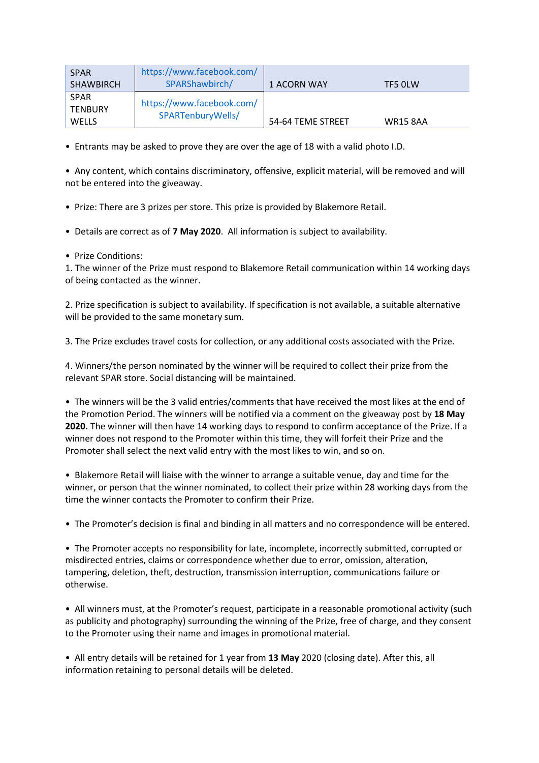| SPAR SHAWBIRCH | https://www.facebook.com/SPARShawbirch/ | 1 ACORN WAY | TF5 0LW |
|---|---|---|---|
| SPAR TENBURY WELLS | https://www.facebook.com/SPARTenburyWells/ | 54-64 TEME STREET | WR15 8AA |

- Entrants may be asked to prove they are over the age of 18 with a valid photo I.D.

- Any content, which contains discriminatory, offensive, explicit material, will be removed and will not be entered into the giveaway.

- Prize: There are 3 prizes per store. This prize is provided by Blakemore Retail.

- Details are correct as of **7 May 2020**. All information is subject to availability.

- Prize Conditions:

1. The winner of the Prize must respond to Blakemore Retail communication within 14 working days of being contacted as the winner.

2. Prize specification is subject to availability. If specification is not available, a suitable alternative will be provided to the same monetary sum.

3. The Prize excludes travel costs for collection, or any additional costs associated with the Prize.

4. Winners/the person nominated by the winner will be required to collect their prize from the relevant SPAR store. Social distancing will be maintained.

- The winners will be the 3 valid entries/comments that have received the most likes at the end of the Promotion Period. The winners will be notified via a comment on the giveaway post by **18 May 2020.** The winner will then have 14 working days to respond to confirm acceptance of the Prize. If a winner does not respond to the Promoter within this time, they will forfeit their Prize and the Promoter shall select the next valid entry with the most likes to win, and so on.

- Blakemore Retail will liaise with the winner to arrange a suitable venue, day and time for the winner, or person that the winner nominated, to collect their prize within 28 working days from the time the winner contacts the Promoter to confirm their Prize.

- The Promoter's decision is final and binding in all matters and no correspondence will be entered.

- The Promoter accepts no responsibility for late, incomplete, incorrectly submitted, corrupted or misdirected entries, claims or correspondence whether due to error, omission, alteration, tampering, deletion, theft, destruction, transmission interruption, communications failure or otherwise.

- All winners must, at the Promoter's request, participate in a reasonable promotional activity (such as publicity and photography) surrounding the winning of the Prize, free of charge, and they consent to the Promoter using their name and images in promotional material.

- All entry details will be retained for 1 year from **13 May** 2020 (closing date). After this, all information retaining to personal details will be deleted.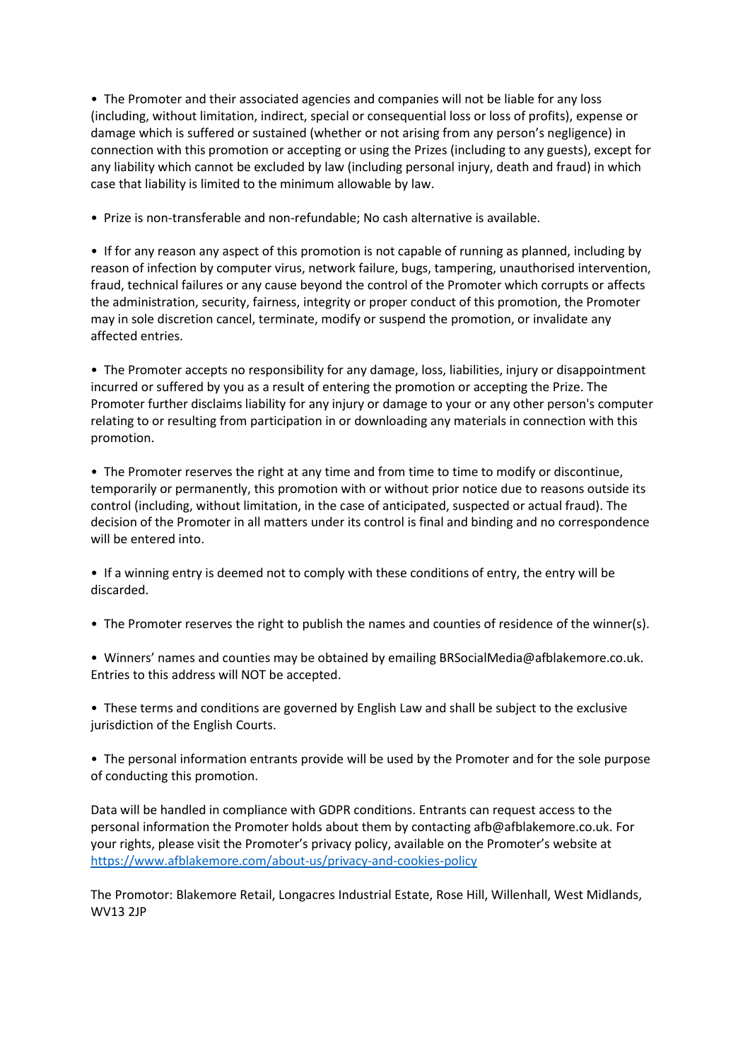- The Promoter and their associated agencies and companies will not be liable for any loss (including, without limitation, indirect, special or consequential loss or loss of profits), expense or damage which is suffered or sustained (whether or not arising from any person's negligence) in connection with this promotion or accepting or using the Prizes (including to any guests), except for any liability which cannot be excluded by law (including personal injury, death and fraud) in which case that liability is limited to the minimum allowable by law.

- Prize is non-transferable and non-refundable; No cash alternative is available.

- If for any reason any aspect of this promotion is not capable of running as planned, including by reason of infection by computer virus, network failure, bugs, tampering, unauthorised intervention, fraud, technical failures or any cause beyond the control of the Promoter which corrupts or affects the administration, security, fairness, integrity or proper conduct of this promotion, the Promoter may in sole discretion cancel, terminate, modify or suspend the promotion, or invalidate any affected entries.

- The Promoter accepts no responsibility for any damage, loss, liabilities, injury or disappointment incurred or suffered by you as a result of entering the promotion or accepting the Prize. The Promoter further disclaims liability for any injury or damage to your or any other person's computer relating to or resulting from participation in or downloading any materials in connection with this promotion.

- The Promoter reserves the right at any time and from time to time to modify or discontinue, temporarily or permanently, this promotion with or without prior notice due to reasons outside its control (including, without limitation, in the case of anticipated, suspected or actual fraud). The decision of the Promoter in all matters under its control is final and binding and no correspondence will be entered into.

- If a winning entry is deemed not to comply with these conditions of entry, the entry will be discarded.

- The Promoter reserves the right to publish the names and counties of residence of the winner(s).

- Winners' names and counties may be obtained by emailing BRSocialMedia@afblakemore.co.uk. Entries to this address will NOT be accepted.

- These terms and conditions are governed by English Law and shall be subject to the exclusive jurisdiction of the English Courts.

- The personal information entrants provide will be used by the Promoter and for the sole purpose of conducting this promotion.

Data will be handled in compliance with GDPR conditions. Entrants can request access to the personal information the Promoter holds about them by contacting afb@afblakemore.co.uk. For your rights, please visit the Promoter's privacy policy, available on the Promoter's website at https://www.afblakemore.com/about-us/privacy-and-cookies-policy

The Promotor: Blakemore Retail, Longacres Industrial Estate, Rose Hill, Willenhall, West Midlands, WV13 2JP